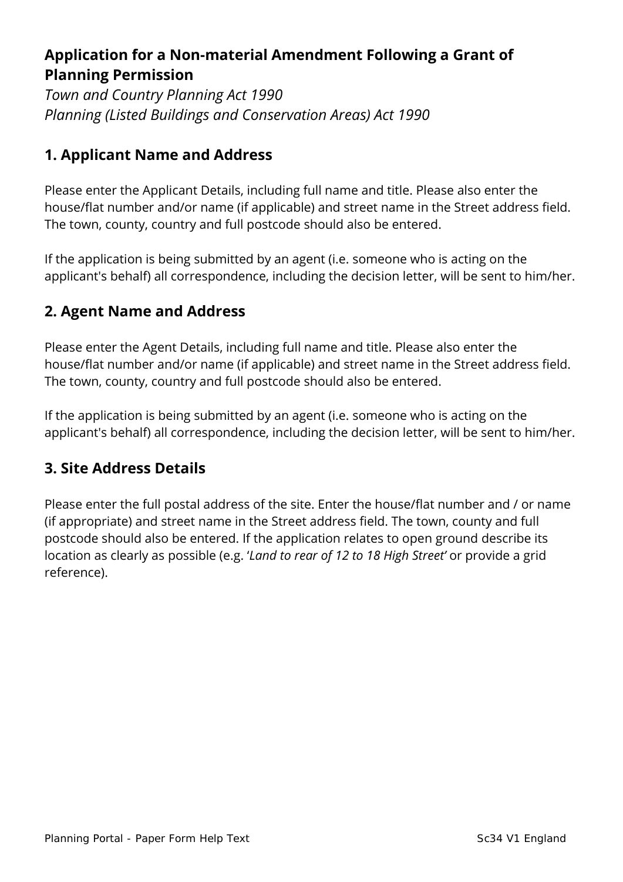# Application for a Non-material Amendment Following a Grant of Planning Permission

*Town and Country Planning Act 1990*
*Planning (Listed Buildings and Conservation Areas) Act 1990*

## 1. Applicant Name and Address

Please enter the Applicant Details, including full name and title. Please also enter the house/flat number and/or name (if applicable) and street name in the Street address field. The town, county, country and full postcode should also be entered.

If the application is being submitted by an agent (i.e. someone who is acting on the applicant's behalf) all correspondence, including the decision letter, will be sent to him/her.

## 2. Agent Name and Address

Please enter the Agent Details, including full name and title. Please also enter the house/flat number and/or name (if applicable) and street name in the Street address field. The town, county, country and full postcode should also be entered.

If the application is being submitted by an agent (i.e. someone who is acting on the applicant's behalf) all correspondence, including the decision letter, will be sent to him/her.

## 3. Site Address Details

Please enter the full postal address of the site. Enter the house/flat number and / or name (if appropriate) and street name in the Street address field. The town, county and full postcode should also be entered. If the application relates to open ground describe its location as clearly as possible (e.g. '*Land to rear of 12 to 18 High Street*' or provide a grid reference).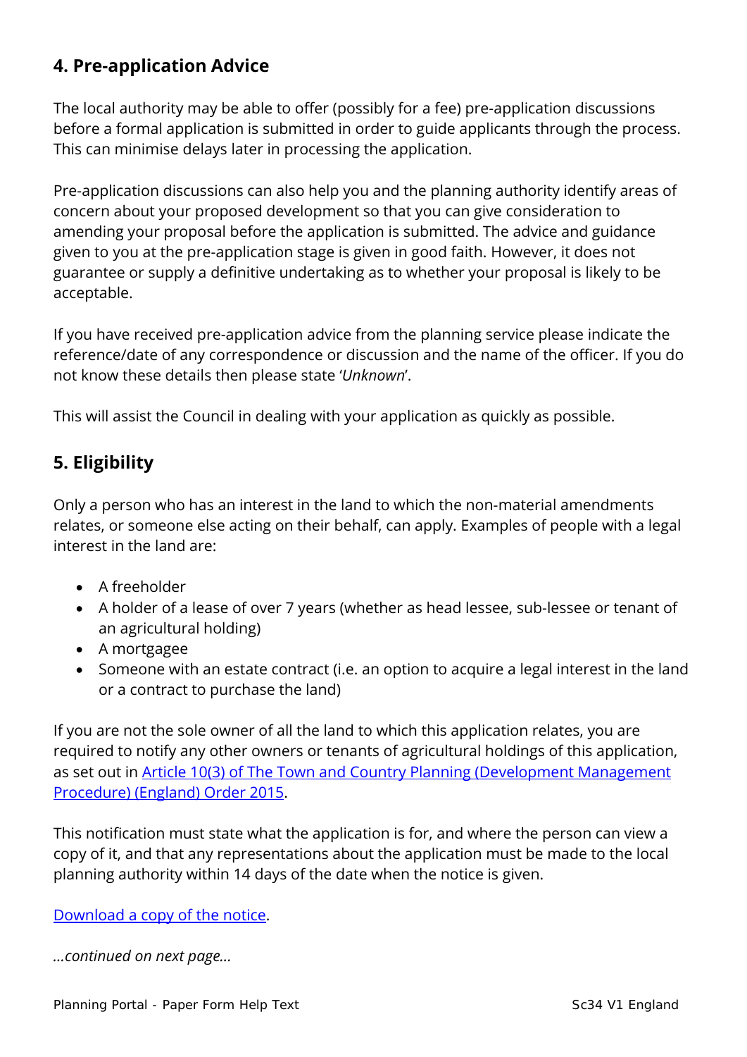## 4. Pre-application Advice

The local authority may be able to offer (possibly for a fee) pre-application discussions before a formal application is submitted in order to guide applicants through the process. This can minimise delays later in processing the application.

Pre-application discussions can also help you and the planning authority identify areas of concern about your proposed development so that you can give consideration to amending your proposal before the application is submitted. The advice and guidance given to you at the pre-application stage is given in good faith. However, it does not guarantee or supply a definitive undertaking as to whether your proposal is likely to be acceptable.

If you have received pre-application advice from the planning service please indicate the reference/date of any correspondence or discussion and the name of the officer. If you do not know these details then please state '*Unknown*'.

This will assist the Council in dealing with your application as quickly as possible.

## 5. Eligibility

Only a person who has an interest in the land to which the non-material amendments relates, or someone else acting on their behalf, can apply. Examples of people with a legal interest in the land are:

- A freeholder
- A holder of a lease of over 7 years (whether as head lessee, sub-lessee or tenant of an agricultural holding)
- A mortgagee
- Someone with an estate contract (i.e. an option to acquire a legal interest in the land or a contract to purchase the land)

If you are not the sole owner of all the land to which this application relates, you are required to notify any other owners or tenants of agricultural holdings of this application, as set out in Article 10(3) of The Town and Country Planning (Development Management Procedure) (England) Order 2015.

This notification must state what the application is for, and where the person can view a copy of it, and that any representations about the application must be made to the local planning authority within 14 days of the date when the notice is given.

Download a copy of the notice.

*...continued on next page...*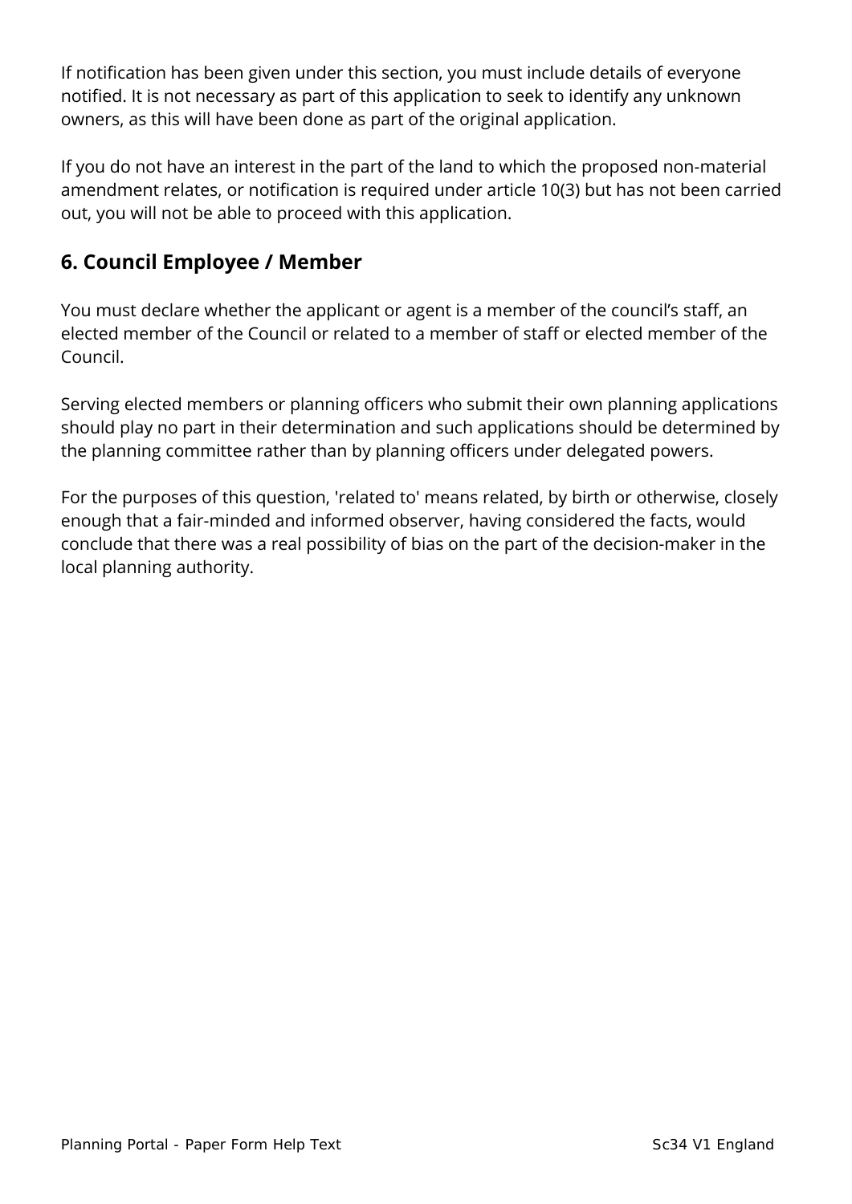If notification has been given under this section, you must include details of everyone notified. It is not necessary as part of this application to seek to identify any unknown owners, as this will have been done as part of the original application.

If you do not have an interest in the part of the land to which the proposed non-material amendment relates, or notification is required under article 10(3) but has not been carried out, you will not be able to proceed with this application.

## 6. Council Employee / Member

You must declare whether the applicant or agent is a member of the council's staff, an elected member of the Council or related to a member of staff or elected member of the Council.

Serving elected members or planning officers who submit their own planning applications should play no part in their determination and such applications should be determined by the planning committee rather than by planning officers under delegated powers.

For the purposes of this question, 'related to' means related, by birth or otherwise, closely enough that a fair-minded and informed observer, having considered the facts, would conclude that there was a real possibility of bias on the part of the decision-maker in the local planning authority.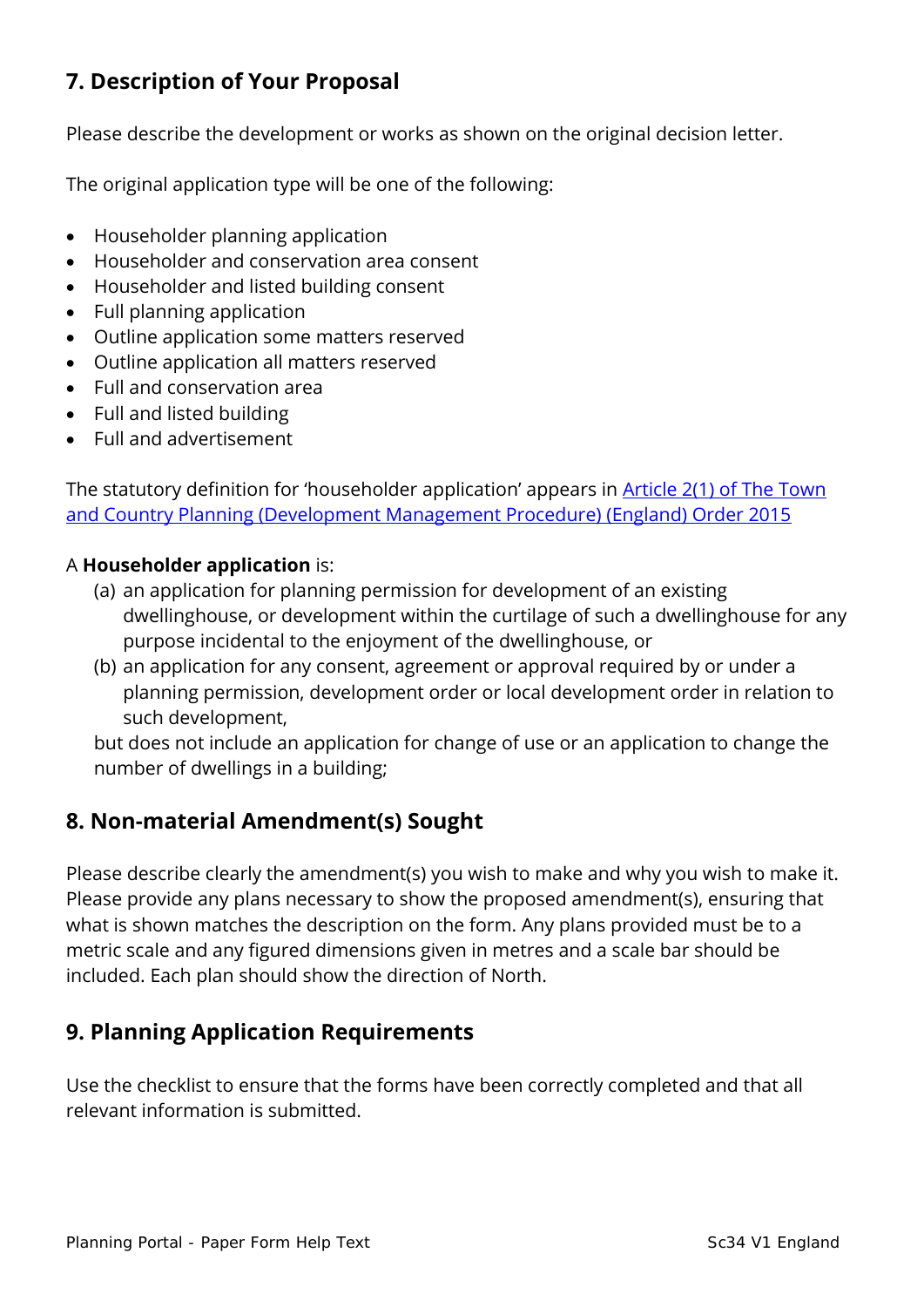## 7. Description of Your Proposal

Please describe the development or works as shown on the original decision letter.

The original application type will be one of the following:

- Householder planning application
- Householder and conservation area consent
- Householder and listed building consent
- Full planning application
- Outline application some matters reserved
- Outline application all matters reserved
- Full and conservation area
- Full and listed building
- Full and advertisement

The statutory definition for 'householder application' appears in [Article 2(1) of The Town and Country Planning (Development Management Procedure) (England) Order 2015]

A **Householder application** is:

(a) an application for planning permission for development of an existing dwellinghouse, or development within the curtilage of such a dwellinghouse for any purpose incidental to the enjoyment of the dwellinghouse, or

(b) an application for any consent, agreement or approval required by or under a planning permission, development order or local development order in relation to such development,

but does not include an application for change of use or an application to change the number of dwellings in a building;

## 8. Non-material Amendment(s) Sought

Please describe clearly the amendment(s) you wish to make and why you wish to make it. Please provide any plans necessary to show the proposed amendment(s), ensuring that what is shown matches the description on the form. Any plans provided must be to a metric scale and any figured dimensions given in metres and a scale bar should be included. Each plan should show the direction of North.

## 9. Planning Application Requirements

Use the checklist to ensure that the forms have been correctly completed and that all relevant information is submitted.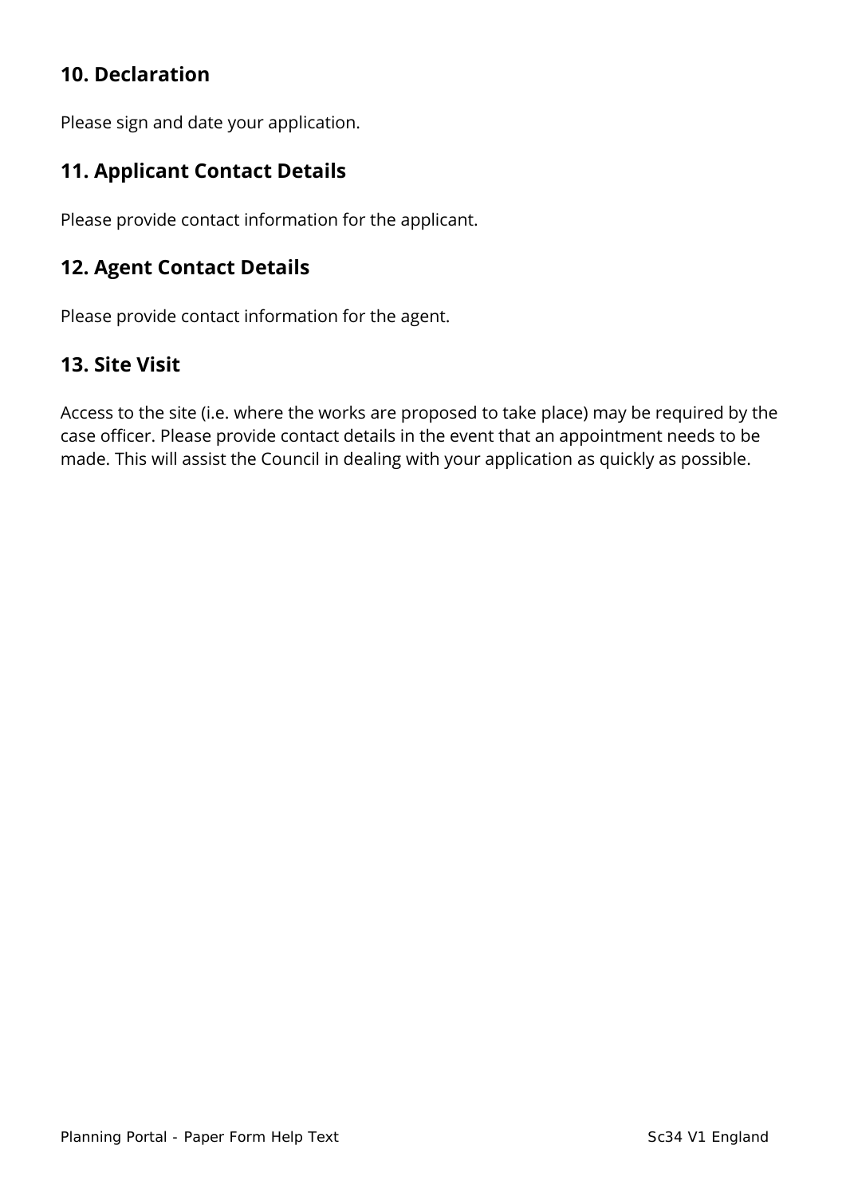## 10. Declaration

Please sign and date your application.

## 11. Applicant Contact Details

Please provide contact information for the applicant.

## 12. Agent Contact Details

Please provide contact information for the agent.

## 13. Site Visit

Access to the site (i.e. where the works are proposed to take place) may be required by the case officer. Please provide contact details in the event that an appointment needs to be made. This will assist the Council in dealing with your application as quickly as possible.